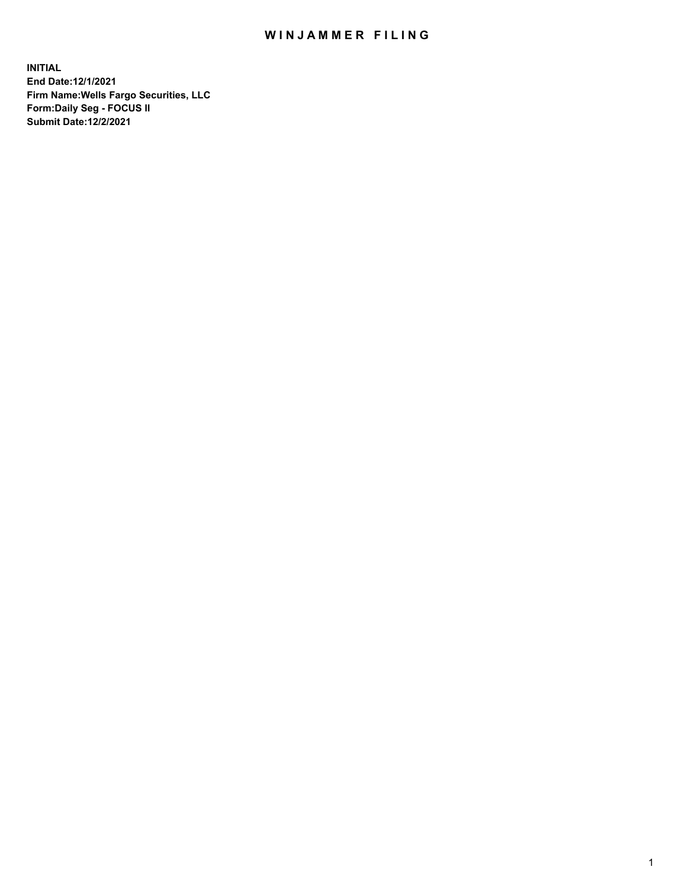# WINJAMMER FILING

**INITIAL**
**End Date:12/1/2021**
**Firm Name:Wells Fargo Securities, LLC**
**Form:Daily Seg - FOCUS II**
**Submit Date:12/2/2021**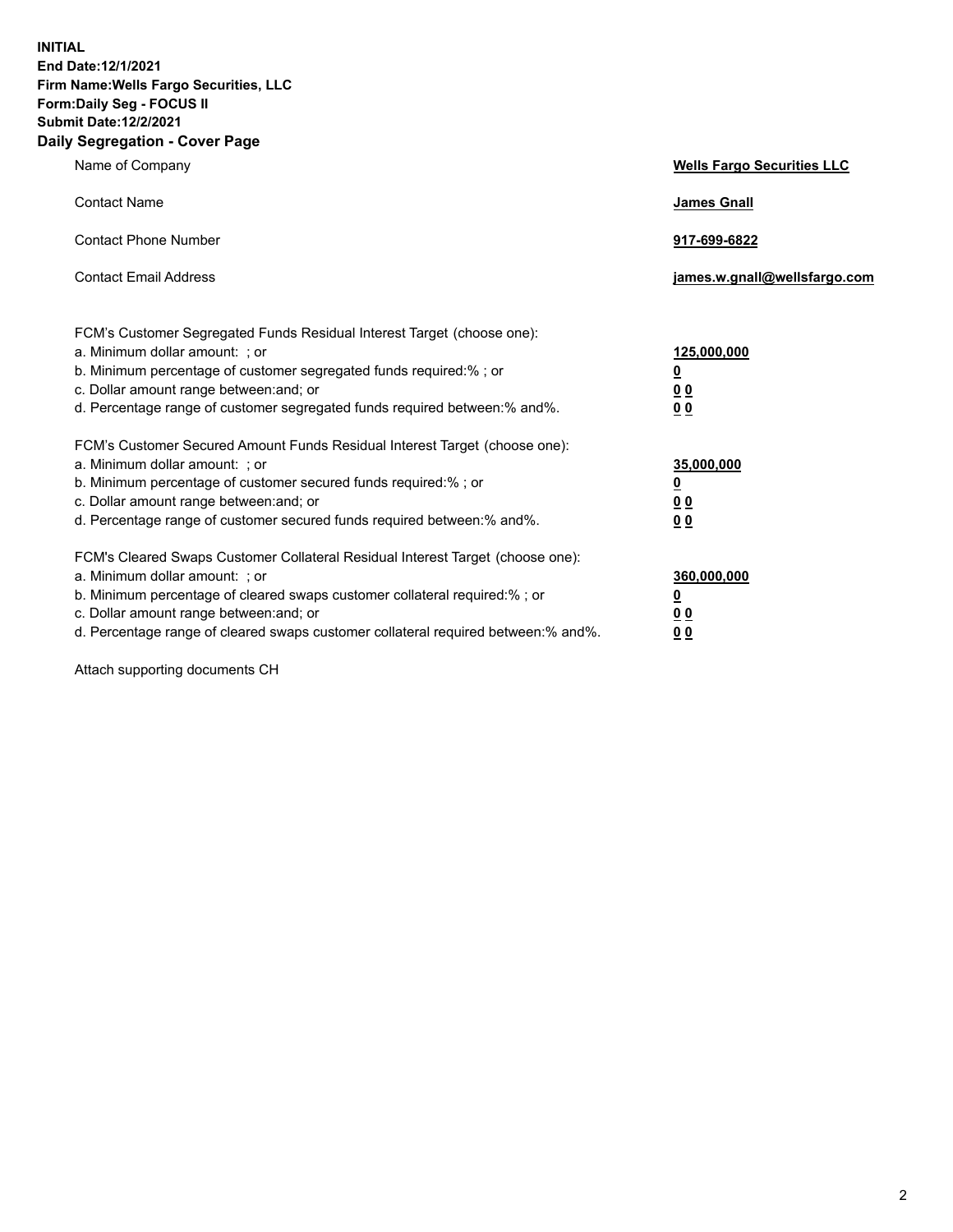**INITIAL**
**End Date:12/1/2021**
**Firm Name:Wells Fargo Securities, LLC**
**Form:Daily Seg - FOCUS II**
**Submit Date:12/2/2021**

## Daily Segregation - Cover Page

| | |
|---|---|
| Name of Company | **Wells Fargo Securities LLC** |
| Contact Name | **James Gnall** |
| Contact Phone Number | **917-699-6822** |
| Contact Email Address | **james.w.gnall@wellsfargo.com** |

| | |
|---|---|
| FCM's Customer Segregated Funds Residual Interest Target (choose one): | |
| a. Minimum dollar amount: ; or | **125,000,000** |
| b. Minimum percentage of customer segregated funds required:% ; or | **0** |
| c. Dollar amount range between:and; or | **0 0** |
| d. Percentage range of customer segregated funds required between:% and%. | **0 0** |
| FCM's Customer Secured Amount Funds Residual Interest Target (choose one): | |
| a. Minimum dollar amount: ; or | **35,000,000** |
| b. Minimum percentage of customer secured funds required:% ; or | **0** |
| c. Dollar amount range between:and; or | **0 0** |
| d. Percentage range of customer secured funds required between:% and%. | **0 0** |
| FCM's Cleared Swaps Customer Collateral Residual Interest Target (choose one): | |
| a. Minimum dollar amount: ; or | **360,000,000** |
| b. Minimum percentage of cleared swaps customer collateral required:% ; or | **0** |
| c. Dollar amount range between:and; or | **0 0** |
| d. Percentage range of cleared swaps customer collateral required between:% and%. | **0 0** |

Attach supporting documents CH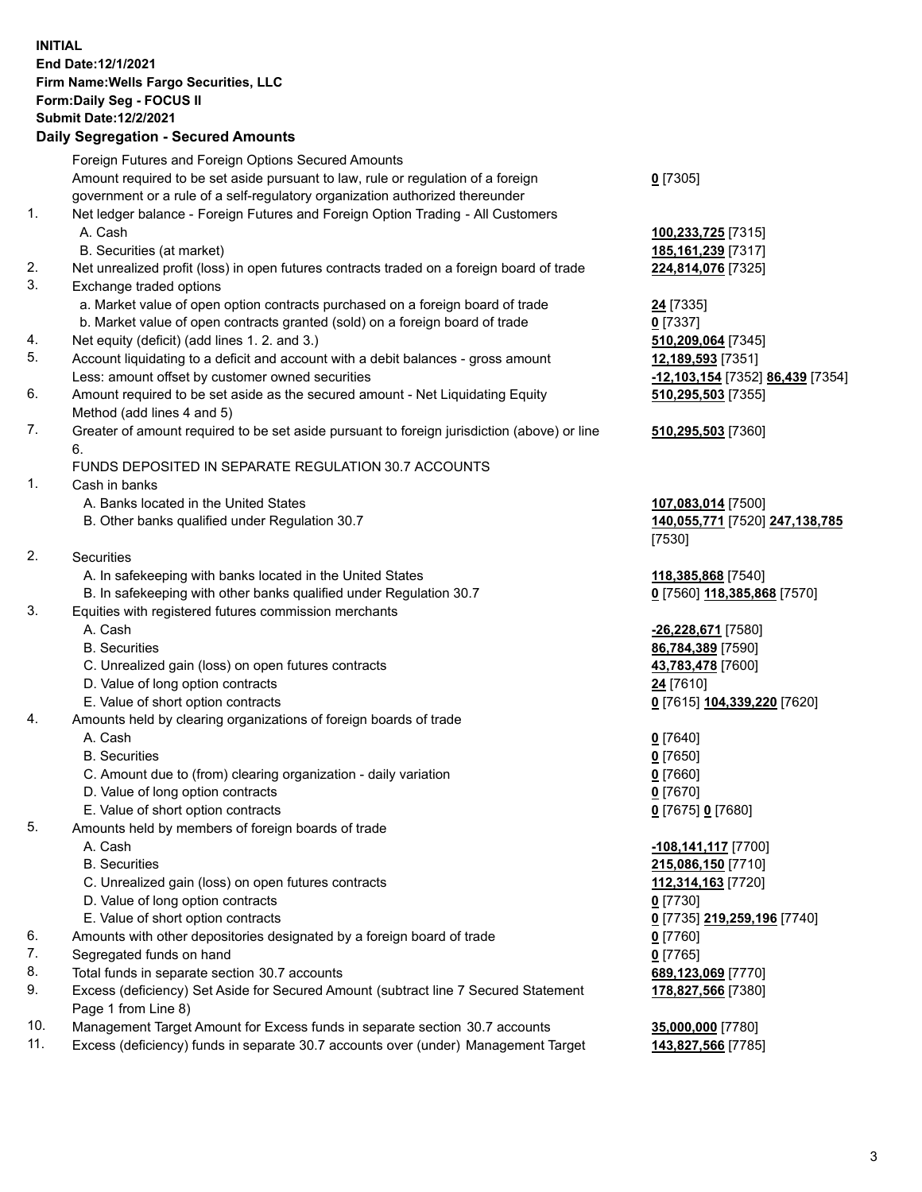**INITIAL**
**End Date:12/1/2021**
**Firm Name:Wells Fargo Securities, LLC**
**Form:Daily Seg - FOCUS II**
**Submit Date:12/2/2021**

## Daily Segregation - Secured Amounts

| | | |
|---|---|---|
| | Foreign Futures and Foreign Options Secured Amounts | |
| | Amount required to be set aside pursuant to law, rule or regulation of a foreign government or a rule of a self-regulatory organization authorized thereunder | **0** [7305] |
| 1. | Net ledger balance - Foreign Futures and Foreign Option Trading - All Customers | |
| | A. Cash | **100,233,725** [7315] |
| | B. Securities (at market) | **185,161,239** [7317] |
| 2. | Net unrealized profit (loss) in open futures contracts traded on a foreign board of trade | **224,814,076** [7325] |
| 3. | Exchange traded options | |
| | a. Market value of open option contracts purchased on a foreign board of trade | **24** [7335] |
| | b. Market value of open contracts granted (sold) on a foreign board of trade | **0** [7337] |
| 4. | Net equity (deficit) (add lines 1. 2. and 3.) | **510,209,064** [7345] |
| 5. | Account liquidating to a deficit and account with a debit balances - gross amount | **12,189,593** [7351] |
| | Less: amount offset by customer owned securities | **-12,103,154** [7352] **86,439** [7354] |
| 6. | Amount required to be set aside as the secured amount - Net Liquidating Equity Method (add lines 4 and 5) | **510,295,503** [7355] |
| 7. | Greater of amount required to be set aside pursuant to foreign jurisdiction (above) or line 6. | **510,295,503** [7360] |
| | FUNDS DEPOSITED IN SEPARATE REGULATION 30.7 ACCOUNTS | |
| 1. | Cash in banks | |
| | A. Banks located in the United States | **107,083,014** [7500] |
| | B. Other banks qualified under Regulation 30.7 | **140,055,771** [7520] **247,138,785** [7530] |
| 2. | Securities | |
| | A. In safekeeping with banks located in the United States | **118,385,868** [7540] |
| | B. In safekeeping with other banks qualified under Regulation 30.7 | **0** [7560] **118,385,868** [7570] |
| 3. | Equities with registered futures commission merchants | |
| | A. Cash | **-26,228,671** [7580] |
| | B. Securities | **86,784,389** [7590] |
| | C. Unrealized gain (loss) on open futures contracts | **43,783,478** [7600] |
| | D. Value of long option contracts | **24** [7610] |
| | E. Value of short option contracts | **0** [7615] **104,339,220** [7620] |
| 4. | Amounts held by clearing organizations of foreign boards of trade | |
| | A. Cash | **0** [7640] |
| | B. Securities | **0** [7650] |
| | C. Amount due to (from) clearing organization - daily variation | **0** [7660] |
| | D. Value of long option contracts | **0** [7670] |
| | E. Value of short option contracts | **0** [7675] **0** [7680] |
| 5. | Amounts held by members of foreign boards of trade | |
| | A. Cash | **-108,141,117** [7700] |
| | B. Securities | **215,086,150** [7710] |
| | C. Unrealized gain (loss) on open futures contracts | **112,314,163** [7720] |
| | D. Value of long option contracts | **0** [7730] |
| | E. Value of short option contracts | **0** [7735] **219,259,196** [7740] |
| 6. | Amounts with other depositories designated by a foreign board of trade | **0** [7760] |
| 7. | Segregated funds on hand | **0** [7765] |
| 8. | Total funds in separate section 30.7 accounts | **689,123,069** [7770] |
| 9. | Excess (deficiency) Set Aside for Secured Amount (subtract line 7 Secured Statement Page 1 from Line 8) | **178,827,566** [7380] |
| 10. | Management Target Amount for Excess funds in separate section 30.7 accounts | **35,000,000** [7780] |
| 11. | Excess (deficiency) funds in separate 30.7 accounts over (under) Management Target | **143,827,566** [7785] |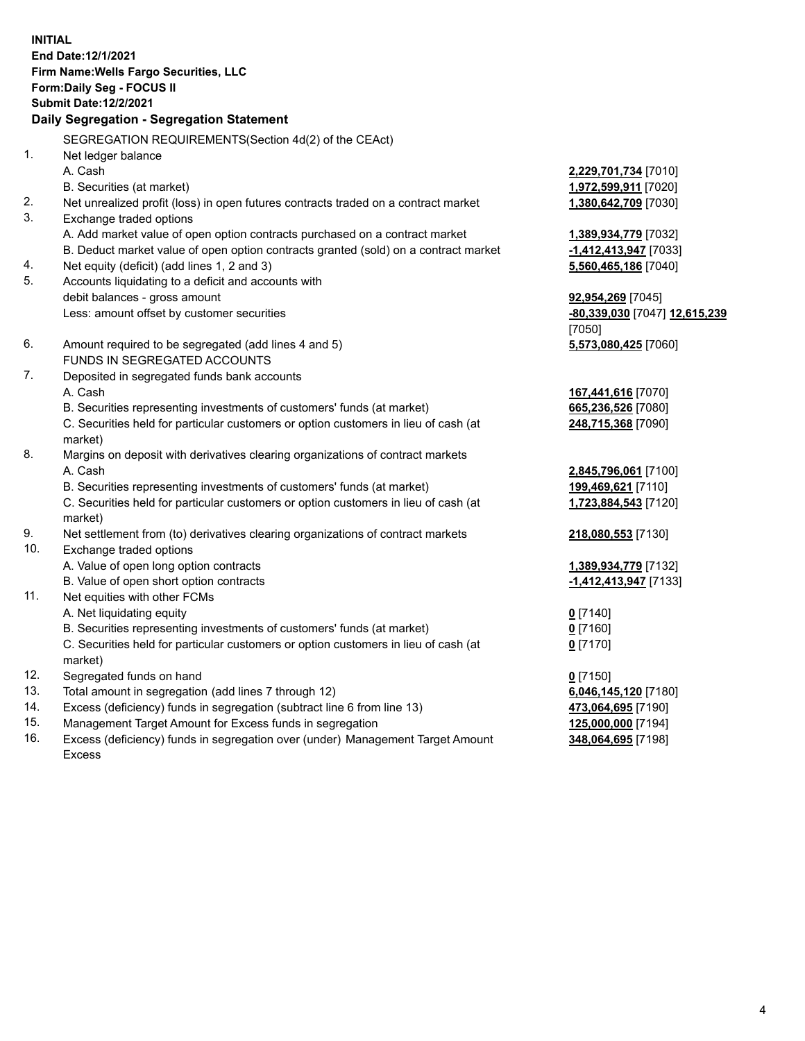**INITIAL**
**End Date:12/1/2021**
**Firm Name:Wells Fargo Securities, LLC**
**Form:Daily Seg - FOCUS II**
**Submit Date:12/2/2021**

## Daily Segregation - Segregation Statement

SEGREGATION REQUIREMENTS(Section 4d(2) of the CEAct)

| | | |
|---|---|---|
| 1. | Net ledger balance | |
| | A. Cash | **2,229,701,734** [7010] |
| | B. Securities (at market) | **1,972,599,911** [7020] |
| 2. | Net unrealized profit (loss) in open futures contracts traded on a contract market | **1,380,642,709** [7030] |
| 3. | Exchange traded options | |
| | A. Add market value of open option contracts purchased on a contract market | **1,389,934,779** [7032] |
| | B. Deduct market value of open option contracts granted (sold) on a contract market | **-1,412,413,947** [7033] |
| 4. | Net equity (deficit) (add lines 1, 2 and 3) | **5,560,465,186** [7040] |
| 5. | Accounts liquidating to a deficit and accounts with debit balances - gross amount | **92,954,269** [7045] |
| | Less: amount offset by customer securities | **-80,339,030** [7047] **12,615,239** [7050] |
| 6. | Amount required to be segregated (add lines 4 and 5) | **5,573,080,425** [7060] |
| | FUNDS IN SEGREGATED ACCOUNTS | |
| 7. | Deposited in segregated funds bank accounts | |
| | A. Cash | **167,441,616** [7070] |
| | B. Securities representing investments of customers' funds (at market) | **665,236,526** [7080] |
| | C. Securities held for particular customers or option customers in lieu of cash (at market) | **248,715,368** [7090] |
| 8. | Margins on deposit with derivatives clearing organizations of contract markets | |
| | A. Cash | **2,845,796,061** [7100] |
| | B. Securities representing investments of customers' funds (at market) | **199,469,621** [7110] |
| | C. Securities held for particular customers or option customers in lieu of cash (at market) | **1,723,884,543** [7120] |
| 9. | Net settlement from (to) derivatives clearing organizations of contract markets | **218,080,553** [7130] |
| 10. | Exchange traded options | |
| | A. Value of open long option contracts | **1,389,934,779** [7132] |
| | B. Value of open short option contracts | **-1,412,413,947** [7133] |
| 11. | Net equities with other FCMs | |
| | A. Net liquidating equity | **0** [7140] |
| | B. Securities representing investments of customers' funds (at market) | **0** [7160] |
| | C. Securities held for particular customers or option customers in lieu of cash (at market) | **0** [7170] |
| 12. | Segregated funds on hand | **0** [7150] |
| 13. | Total amount in segregation (add lines 7 through 12) | **6,046,145,120** [7180] |
| 14. | Excess (deficiency) funds in segregation (subtract line 6 from line 13) | **473,064,695** [7190] |
| 15. | Management Target Amount for Excess funds in segregation | **125,000,000** [7194] |
| 16. | Excess (deficiency) funds in segregation over (under) Management Target Amount Excess | **348,064,695** [7198] |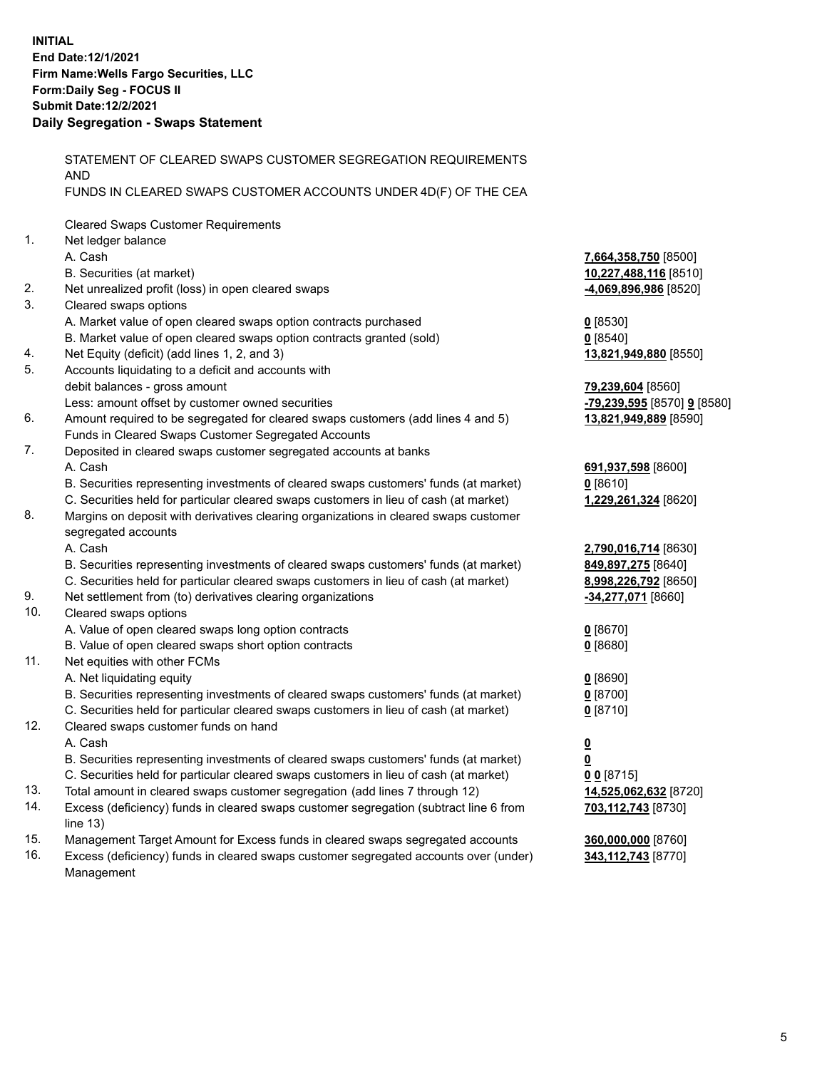**INITIAL**
**End Date:12/1/2021**
**Firm Name:Wells Fargo Securities, LLC**
**Form:Daily Seg - FOCUS II**
**Submit Date:12/2/2021**
**Daily Segregation - Swaps Statement**

STATEMENT OF CLEARED SWAPS CUSTOMER SEGREGATION REQUIREMENTS AND
FUNDS IN CLEARED SWAPS CUSTOMER ACCOUNTS UNDER 4D(F) OF THE CEA

| | | |
|---|---|---|
| | Cleared Swaps Customer Requirements | |
| 1. | Net ledger balance | |
| | A. Cash | **7,664,358,750** [8500] |
| | B. Securities (at market) | **10,227,488,116** [8510] |
| 2. | Net unrealized profit (loss) in open cleared swaps | **-4,069,896,986** [8520] |
| 3. | Cleared swaps options | |
| | A. Market value of open cleared swaps option contracts purchased | **0** [8530] |
| | B. Market value of open cleared swaps option contracts granted (sold) | **0** [8540] |
| 4. | Net Equity (deficit) (add lines 1, 2, and 3) | **13,821,949,880** [8550] |
| 5. | Accounts liquidating to a deficit and accounts with | |
| | debit balances - gross amount | **79,239,604** [8560] |
| | Less: amount offset by customer owned securities | **-79,239,595** [8570] **9** [8580] |
| 6. | Amount required to be segregated for cleared swaps customers (add lines 4 and 5) | **13,821,949,889** [8590] |
| | Funds in Cleared Swaps Customer Segregated Accounts | |
| 7. | Deposited in cleared swaps customer segregated accounts at banks | |
| | A. Cash | **691,937,598** [8600] |
| | B. Securities representing investments of cleared swaps customers' funds (at market) | **0** [8610] |
| | C. Securities held for particular cleared swaps customers in lieu of cash (at market) | **1,229,261,324** [8620] |
| 8. | Margins on deposit with derivatives clearing organizations in cleared swaps customer segregated accounts | |
| | A. Cash | **2,790,016,714** [8630] |
| | B. Securities representing investments of cleared swaps customers' funds (at market) | **849,897,275** [8640] |
| | C. Securities held for particular cleared swaps customers in lieu of cash (at market) | **8,998,226,792** [8650] |
| 9. | Net settlement from (to) derivatives clearing organizations | **-34,277,071** [8660] |
| 10. | Cleared swaps options | |
| | A. Value of open cleared swaps long option contracts | **0** [8670] |
| | B. Value of open cleared swaps short option contracts | **0** [8680] |
| 11. | Net equities with other FCMs | |
| | A. Net liquidating equity | **0** [8690] |
| | B. Securities representing investments of cleared swaps customers' funds (at market) | **0** [8700] |
| | C. Securities held for particular cleared swaps customers in lieu of cash (at market) | **0** [8710] |
| 12. | Cleared swaps customer funds on hand | |
| | A. Cash | **0** |
| | B. Securities representing investments of cleared swaps customers' funds (at market) | **0** |
| | C. Securities held for particular cleared swaps customers in lieu of cash (at market) | **0** **0** [8715] |
| 13. | Total amount in cleared swaps customer segregation (add lines 7 through 12) | **14,525,062,632** [8720] |
| 14. | Excess (deficiency) funds in cleared swaps customer segregation (subtract line 6 from line 13) | **703,112,743** [8730] |
| 15. | Management Target Amount for Excess funds in cleared swaps segregated accounts | **360,000,000** [8760] |
| 16. | Excess (deficiency) funds in cleared swaps customer segregated accounts over (under) Management | **343,112,743** [8770] |